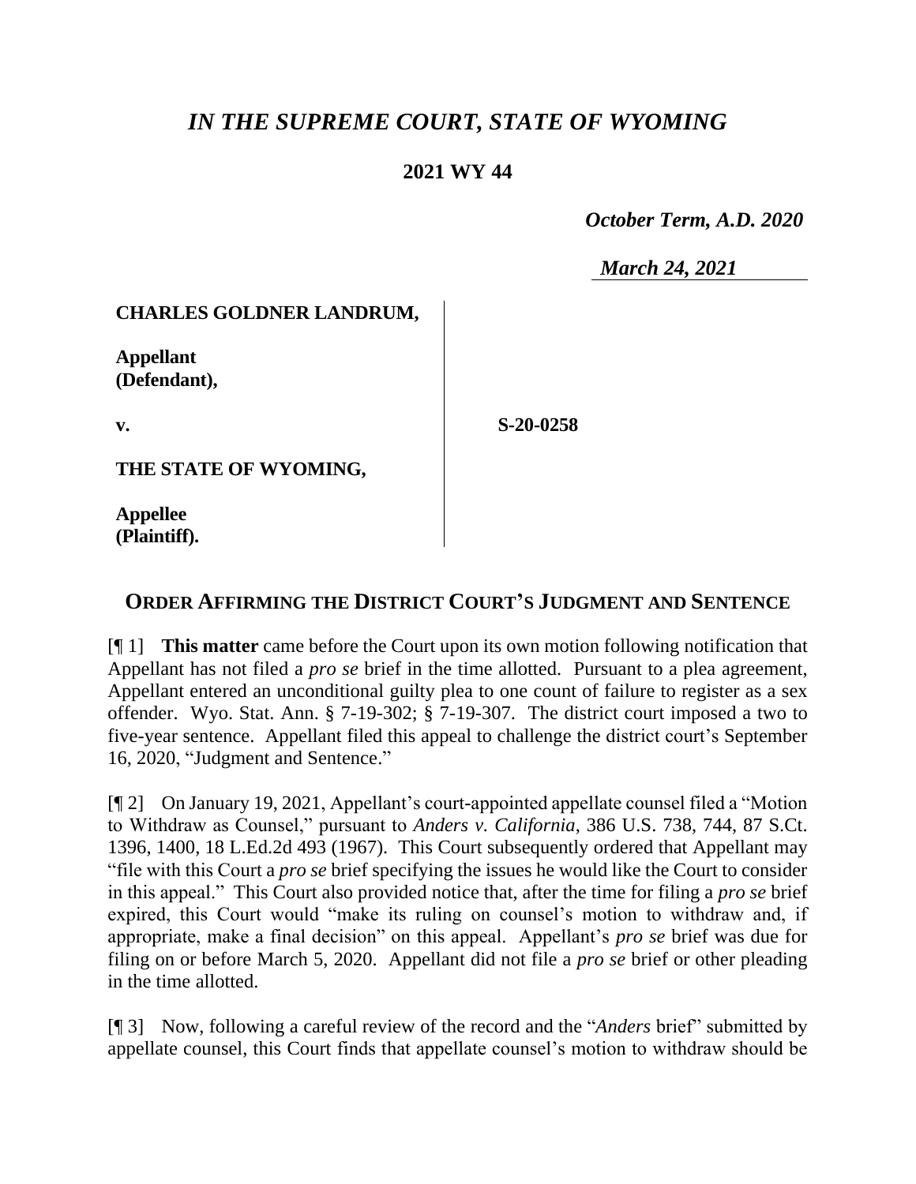# *IN THE SUPREME COURT, STATE OF WYOMING*

## 2021 WY 44

*October Term, A.D. 2020*

*March 24, 2021*

| | |
|---|---|
| **CHARLES GOLDNER LANDRUM,**<br><br>**Appellant (Defendant),**<br><br>**v.**<br><br>**THE STATE OF WYOMING,**<br><br>**Appellee (Plaintiff).** | **S-20-0258** |

## ORDER AFFIRMING THE DISTRICT COURT'S JUDGMENT AND SENTENCE

[¶ 1] **This matter** came before the Court upon its own motion following notification that Appellant has not filed a *pro se* brief in the time allotted. Pursuant to a plea agreement, Appellant entered an unconditional guilty plea to one count of failure to register as a sex offender. Wyo. Stat. Ann. § 7-19-302; § 7-19-307. The district court imposed a two to five-year sentence. Appellant filed this appeal to challenge the district court's September 16, 2020, "Judgment and Sentence."

[¶ 2] On January 19, 2021, Appellant's court-appointed appellate counsel filed a "Motion to Withdraw as Counsel," pursuant to *Anders v. California*, 386 U.S. 738, 744, 87 S.Ct. 1396, 1400, 18 L.Ed.2d 493 (1967). This Court subsequently ordered that Appellant may "file with this Court a *pro se* brief specifying the issues he would like the Court to consider in this appeal." This Court also provided notice that, after the time for filing a *pro se* brief expired, this Court would "make its ruling on counsel's motion to withdraw and, if appropriate, make a final decision" on this appeal. Appellant's *pro se* brief was due for filing on or before March 5, 2020. Appellant did not file a *pro se* brief or other pleading in the time allotted.

[¶ 3] Now, following a careful review of the record and the "*Anders* brief" submitted by appellate counsel, this Court finds that appellate counsel's motion to withdraw should be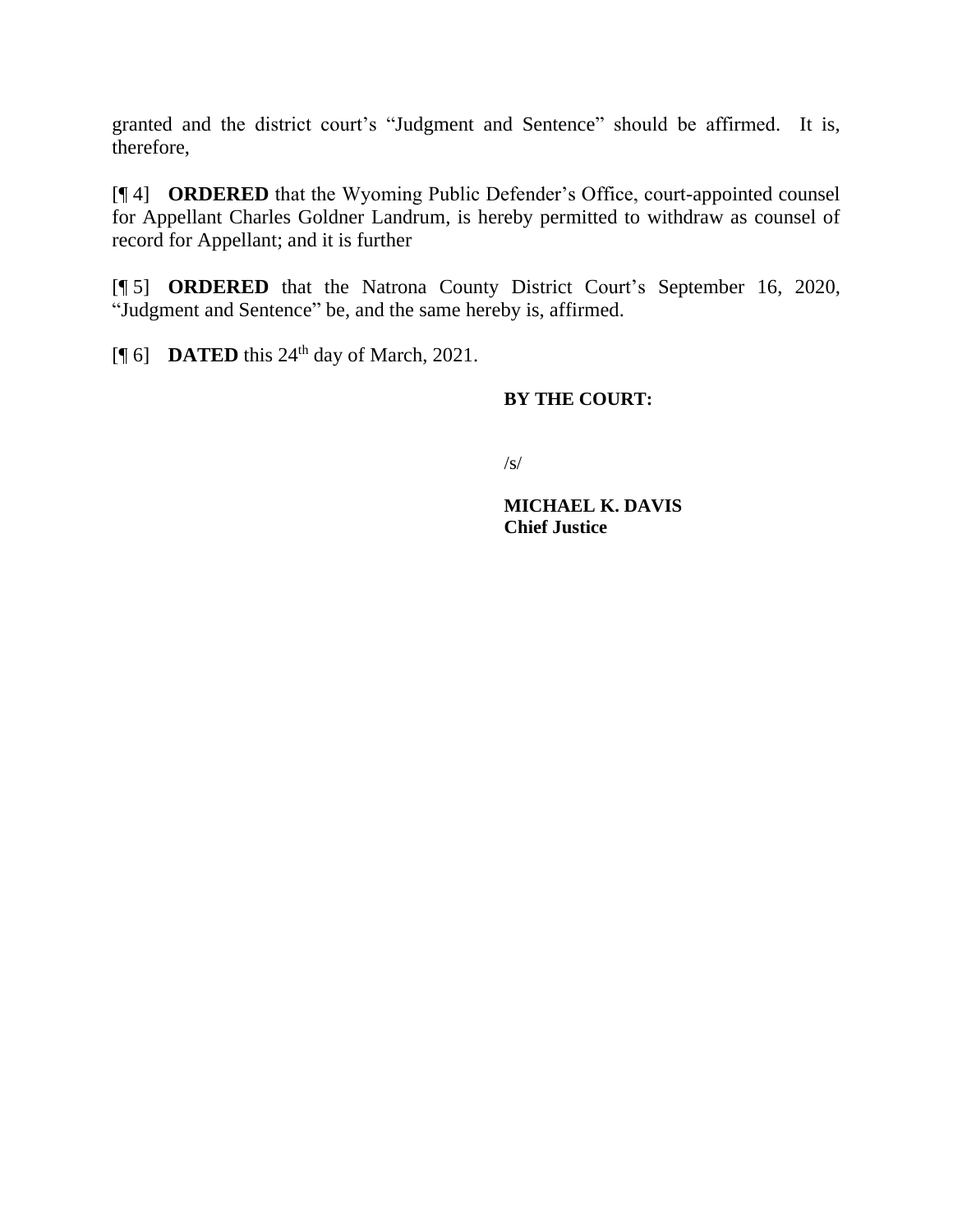granted and the district court's "Judgment and Sentence" should be affirmed. It is, therefore,

[¶ 4] **ORDERED** that the Wyoming Public Defender's Office, court-appointed counsel for Appellant Charles Goldner Landrum, is hereby permitted to withdraw as counsel of record for Appellant; and it is further

[¶ 5] **ORDERED** that the Natrona County District Court's September 16, 2020, "Judgment and Sentence" be, and the same hereby is, affirmed.

[¶ 6] **DATED** this 24th day of March, 2021.

**BY THE COURT:**

/s/

**MICHAEL K. DAVIS**
**Chief Justice**